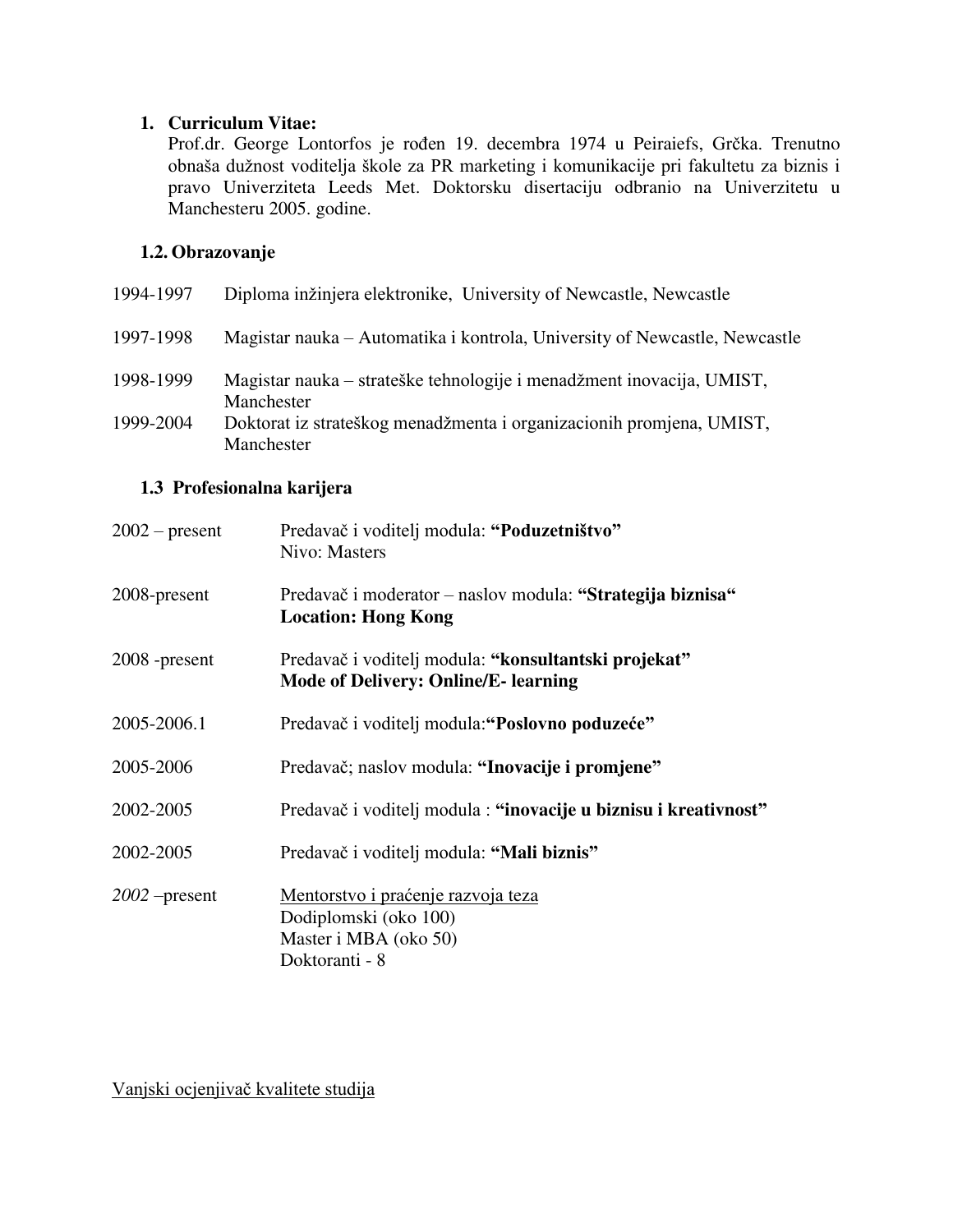## 1. Curriculum Vitae:

Prof.dr. George Lontorfos je rođen 19. decembra 1974 u Peiraiefs, Grčka. Trenutno obnaša dužnost voditelja škole za PR marketing i komunikacije pri fakultetu za biznis i pravo Univerziteta Leeds Met. Doktorsku disertaciju odbranio na Univerzitetu u Manchesteru 2005. godine.

### 1.2. Obrazovanje

| | |
|---|---|
| 1994-1997 | Diploma inžinjera elektronike, University of Newcastle, Newcastle |
| 1997-1998 | Magistar nauka – Automatika i kontrola, University of Newcastle, Newcastle |
| 1998-1999 | Magistar nauka – strateške tehnologije i menadžment inovacija, UMIST, Manchester |
| 1999-2004 | Doktorat iz strateškog menadžmenta i organizacionih promjena, UMIST, Manchester |

### 1.3 Profesionalna karijera

| | |
|---|---|
| 2002 – present | Predavač i voditelj modula: **"Poduzetništvo"**<br>Nivo: Masters |
| 2008-present | Predavač i moderator – naslov modula: **"Strategija biznisa"**<br>**Location: Hong Kong** |
| 2008 -present | Predavač i voditelj modula: **"konsultantski projekat"**<br>**Mode of Delivery: Online/E- learning** |
| 2005-2006.1 | Predavač i voditelj modula:**"Poslovno poduzeće"** |
| 2005-2006 | Predavač; naslov modula: **"Inovacije i promjene"** |
| 2002-2005 | Predavač i voditelj modula : **"inovacije u biznisu i kreativnost"** |
| 2002-2005 | Predavač i voditelj modula: **"Mali biznis"** |
| *2002* –present | Mentorstvo i praćenje razvoja teza<br>Dodiplomski (oko 100)<br>Master i MBA (oko 50)<br>Doktoranti - 8 |

Vanjski ocjenjivač kvalitete studija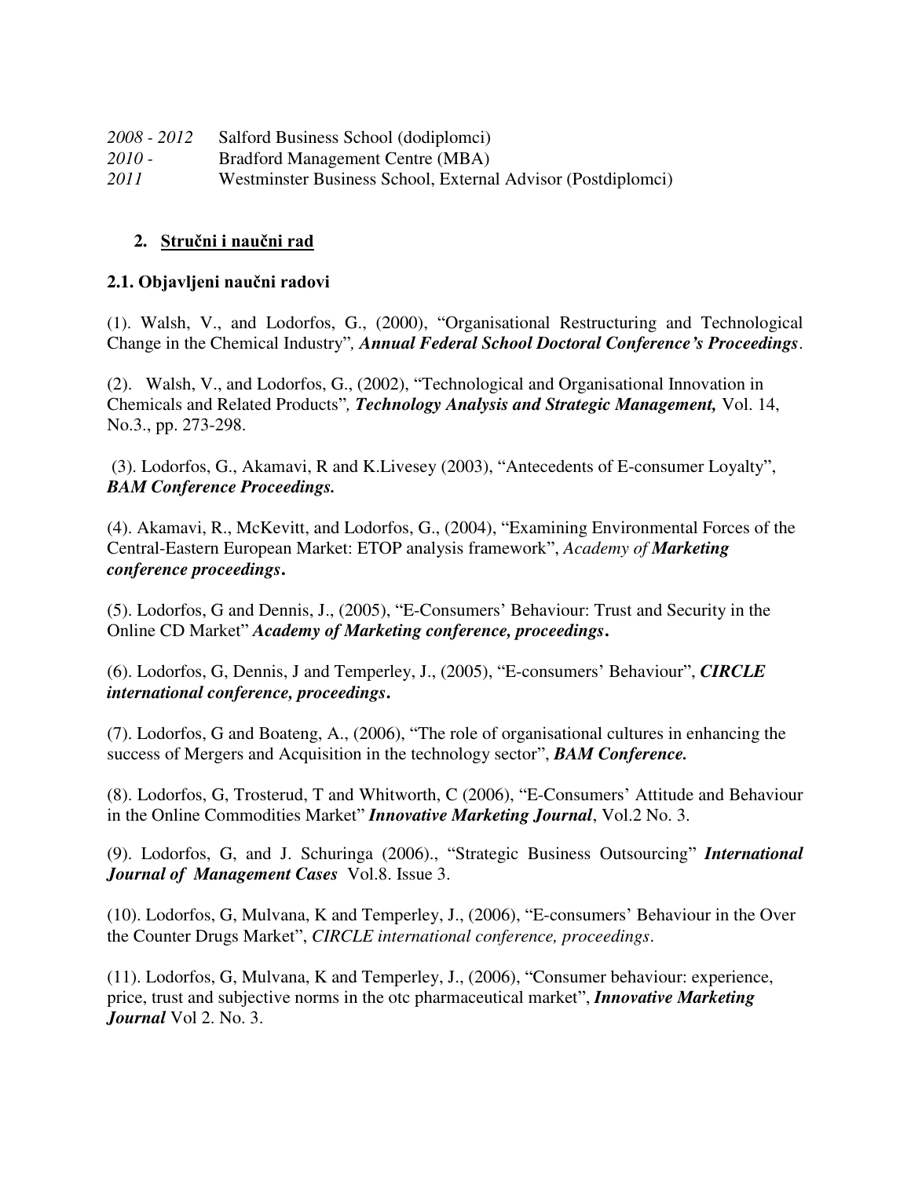*2008 - 2012* Salford Business School (dodiplomci)
*2010 -* Bradford Management Centre (MBA)
*2011* Westminster Business School, External Advisor (Postdiplomci)

## 2. Stručni i naučni rad

### 2.1. Objavljeni naučni radovi

(1). Walsh, V., and Lodorfos, G., (2000), "Organisational Restructuring and Technological Change in the Chemical Industry"*, **Annual Federal School Doctoral Conference's Proceedings***.

(2). Walsh, V., and Lodorfos, G., (2002), "Technological and Organisational Innovation in Chemicals and Related Products"*, **Technology Analysis and Strategic Management,*** Vol. 14, No.3., pp. 273-298.

(3). Lodorfos, G., Akamavi, R and K.Livesey (2003), "Antecedents of E-consumer Loyalty", ***BAM Conference Proceedings.***

(4). Akamavi, R., McKevitt, and Lodorfos, G., (2004), "Examining Environmental Forces of the Central-Eastern European Market: ETOP analysis framework", *Academy of **Marketing conference proceedings*****.**

(5). Lodorfos, G and Dennis, J., (2005), "E-Consumers' Behaviour: Trust and Security in the Online CD Market" ***Academy of Marketing conference, proceedings*****.**

(6). Lodorfos, G, Dennis, J and Temperley, J., (2005), "E-consumers' Behaviour", ***CIRCLE international conference, proceedings*****.**

(7). Lodorfos, G and Boateng, A., (2006), "The role of organisational cultures in enhancing the success of Mergers and Acquisition in the technology sector", ***BAM Conference.***

(8). Lodorfos, G, Trosterud, T and Whitworth, C (2006), "E-Consumers' Attitude and Behaviour in the Online Commodities Market" ***Innovative Marketing Journal***, Vol.2 No. 3.

(9). Lodorfos, G, and J. Schuringa (2006)., "Strategic Business Outsourcing" ***International Journal of Management Cases*** Vol.8. Issue 3.

(10). Lodorfos, G, Mulvana, K and Temperley, J., (2006), "E-consumers' Behaviour in the Over the Counter Drugs Market", *CIRCLE international conference, proceedings*.

(11). Lodorfos, G, Mulvana, K and Temperley, J., (2006), "Consumer behaviour: experience, price, trust and subjective norms in the otc pharmaceutical market", ***Innovative Marketing Journal*** Vol 2. No. 3.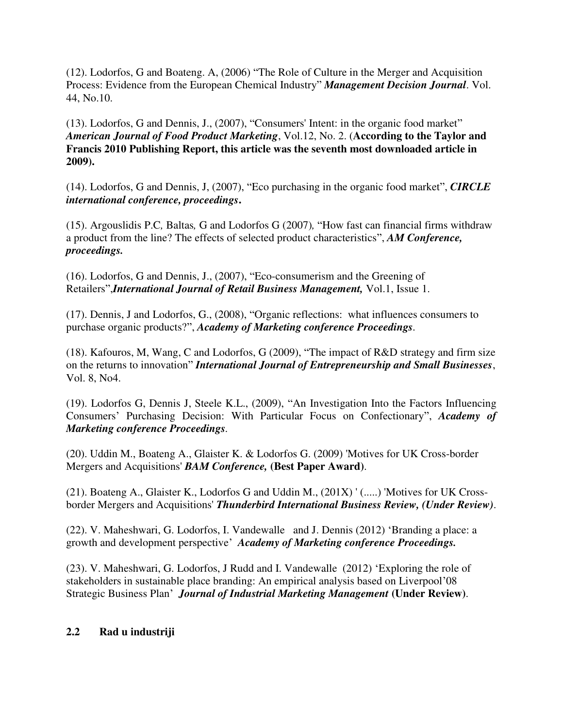(12). Lodorfos, G and Boateng. A, (2006) “The Role of Culture in the Merger and Acquisition Process: Evidence from the European Chemical Industry” ***Management Decision Journal***. Vol. 44, No.10.

(13). Lodorfos, G and Dennis, J., (2007), “Consumers' Intent: in the organic food market” ***American Journal of Food Product Marketing***, Vol.12, No. 2. (**According to the Taylor and Francis 2010 Publishing Report, this article was the seventh most downloaded article in 2009).**

(14). Lodorfos, G and Dennis, J, (2007), “Eco purchasing in the organic food market”, ***CIRCLE international conference, proceedings*****.**

(15). Argouslidis P.C*,* Baltas*,* G and Lodorfos G (2007)*,* “How fast can financial firms withdraw a product from the line? The effects of selected product characteristics”, ***AM Conference, proceedings.***

(16). Lodorfos, G and Dennis, J., (2007), “Eco-consumerism and the Greening of Retailers”,***International Journal of Retail Business Management,*** Vol.1, Issue 1.

(17). Dennis, J and Lodorfos, G., (2008), “Organic reflections: what influences consumers to purchase organic products?”, ***Academy of Marketing conference Proceedings***.

(18). Kafouros, M, Wang, C and Lodorfos, G (2009), “The impact of R&D strategy and firm size on the returns to innovation” ***International Journal of Entrepreneurship and Small Businesses***, Vol. 8, No4.

(19). Lodorfos G, Dennis J, Steele K.L., (2009), “An Investigation Into the Factors Influencing Consumers’ Purchasing Decision: With Particular Focus on Confectionary”, ***Academy of Marketing conference Proceedings***.

(20). Uddin M., Boateng A., Glaister K. & Lodorfos G. (2009) 'Motives for UK Cross-border Mergers and Acquisitions' ***BAM Conference,*** **(Best Paper Award)**.

(21). Boateng A., Glaister K., Lodorfos G and Uddin M., (201X) ' (.....) 'Motives for UK Cross-border Mergers and Acquisitions' ***Thunderbird International Business Review, (Under Review)***.

(22). V. Maheshwari, G. Lodorfos, I. Vandewalle and J. Dennis (2012) ‘Branding a place: a growth and development perspective’ ***Academy of Marketing conference Proceedings.***

(23). V. Maheshwari, G. Lodorfos, J Rudd and I. Vandewalle (2012) ‘Exploring the role of stakeholders in sustainable place branding: An empirical analysis based on Liverpool’08 Strategic Business Plan’ ***Journal of Industrial Marketing Management*** **(Under Review)**.

## 2.2 Rad u industriji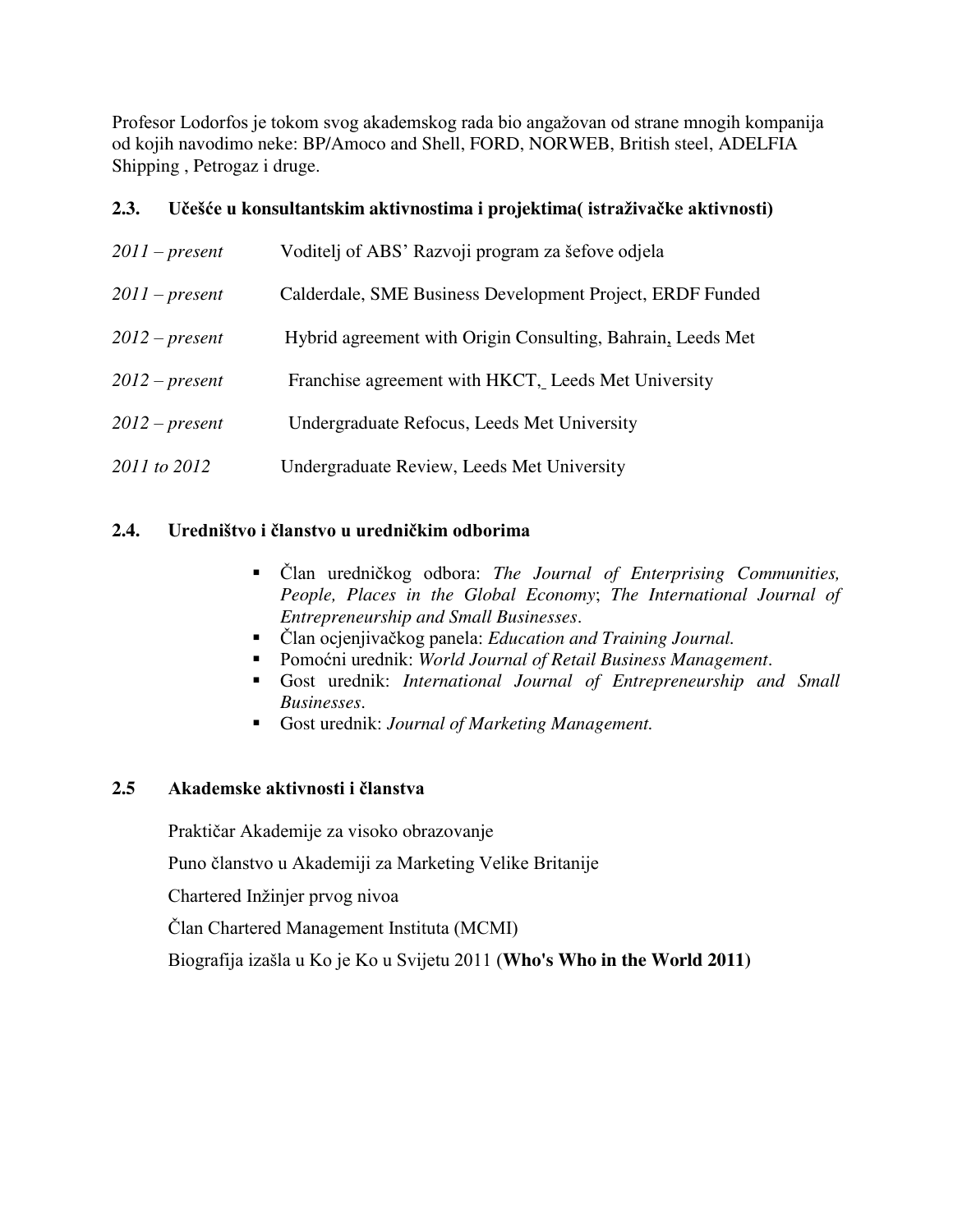Profesor Lodorfos je tokom svog akademskog rada bio angažovan od strane mnogih kompanija od kojih navodimo neke: BP/Amoco and Shell, FORD, NORWEB, British steel, ADELFIA Shipping , Petrogaz i druge.

### 2.3. Učešće u konsultantskim aktivnostima i projektima( istraživačke aktivnosti)

| | |
|---|---|
| *2011 – present* | Voditelj of ABS' Razvoji program za šefove odjela |
| *2011 – present* | Calderdale, SME Business Development Project, ERDF Funded |
| *2012 – present* | Hybrid agreement with Origin Consulting, Bahrain, Leeds Met |
| *2012 – present* | Franchise agreement with HKCT, Leeds Met University |
| *2012 – present* | Undergraduate Refocus, Leeds Met University |
| *2011 to 2012* | Undergraduate Review, Leeds Met University |

### 2.4. Uredništvo i članstvo u uredničkim odborima

- Član uredničkog odbora: *The Journal of Enterprising Communities, People, Places in the Global Economy*; *The International Journal of Entrepreneurship and Small Businesses*.
- Član ocjenjivačkog panela: *Education and Training Journal.*
- Pomoćni urednik: *World Journal of Retail Business Management*.
- Gost urednik: *International Journal of Entrepreneurship and Small Businesses*.
- Gost urednik: *Journal of Marketing Management.*

### 2.5 Akademske aktivnosti i članstva

Praktičar Akademije za visoko obrazovanje

Puno članstvo u Akademiji za Marketing Velike Britanije

Chartered Inžinjer prvog nivoa

Član Chartered Management Instituta (MCMI)

Biografija izašla u Ko je Ko u Svijetu 2011 (**Who's Who in the World 2011**)